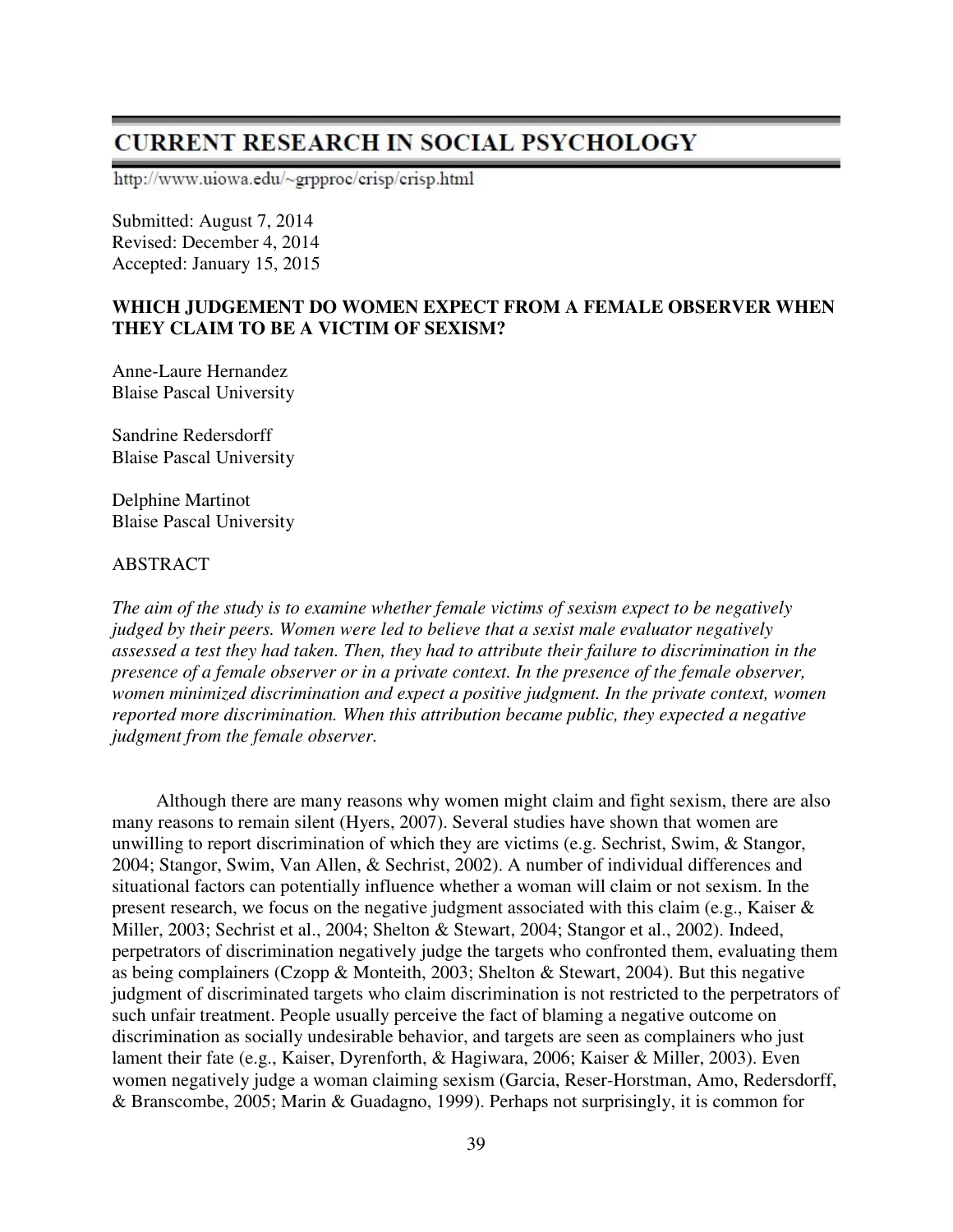# CURRENT RESEARCH IN SOCIAL PSYCHOLOGY

http://www.uiowa.edu/~grpproc/crisp/crisp.html

Submitted: August 7, 2014
Revised: December 4, 2014
Accepted: January 15, 2015

## WHICH JUDGEMENT DO WOMEN EXPECT FROM A FEMALE OBSERVER WHEN THEY CLAIM TO BE A VICTIM OF SEXISM?

Anne-Laure Hernandez
Blaise Pascal University

Sandrine Redersdorff
Blaise Pascal University

Delphine Martinot
Blaise Pascal University

### ABSTRACT

*The aim of the study is to examine whether female victims of sexism expect to be negatively judged by their peers. Women were led to believe that a sexist male evaluator negatively assessed a test they had taken. Then, they had to attribute their failure to discrimination in the presence of a female observer or in a private context. In the presence of the female observer, women minimized discrimination and expect a positive judgment. In the private context, women reported more discrimination. When this attribution became public, they expected a negative judgment from the female observer.*

Although there are many reasons why women might claim and fight sexism, there are also many reasons to remain silent (Hyers, 2007). Several studies have shown that women are unwilling to report discrimination of which they are victims (e.g. Sechrist, Swim, & Stangor, 2004; Stangor, Swim, Van Allen, & Sechrist, 2002). A number of individual differences and situational factors can potentially influence whether a woman will claim or not sexism. In the present research, we focus on the negative judgment associated with this claim (e.g., Kaiser & Miller, 2003; Sechrist et al., 2004; Shelton & Stewart, 2004; Stangor et al., 2002). Indeed, perpetrators of discrimination negatively judge the targets who confronted them, evaluating them as being complainers (Czopp & Monteith, 2003; Shelton & Stewart, 2004). But this negative judgment of discriminated targets who claim discrimination is not restricted to the perpetrators of such unfair treatment. People usually perceive the fact of blaming a negative outcome on discrimination as socially undesirable behavior, and targets are seen as complainers who just lament their fate (e.g., Kaiser, Dyrenforth, & Hagiwara, 2006; Kaiser & Miller, 2003). Even women negatively judge a woman claiming sexism (Garcia, Reser-Horstman, Amo, Redersdorff, & Branscombe, 2005; Marin & Guadagno, 1999). Perhaps not surprisingly, it is common for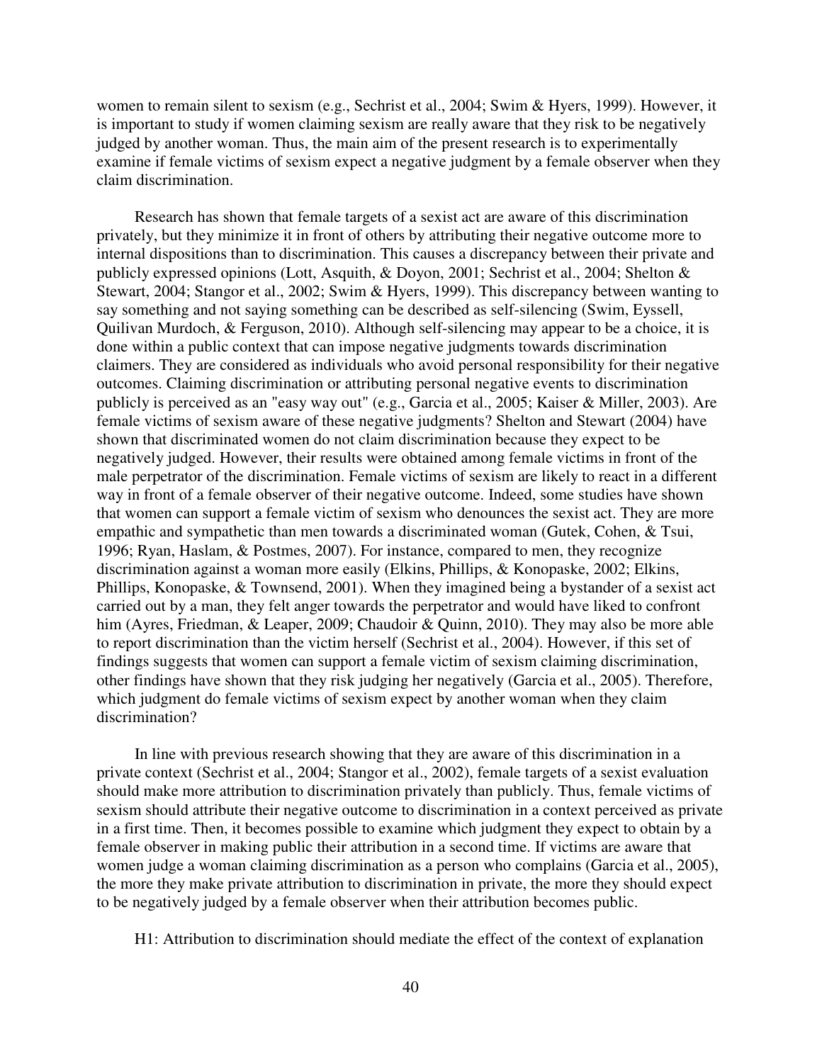women to remain silent to sexism (e.g., Sechrist et al., 2004; Swim & Hyers, 1999). However, it is important to study if women claiming sexism are really aware that they risk to be negatively judged by another woman. Thus, the main aim of the present research is to experimentally examine if female victims of sexism expect a negative judgment by a female observer when they claim discrimination.

Research has shown that female targets of a sexist act are aware of this discrimination privately, but they minimize it in front of others by attributing their negative outcome more to internal dispositions than to discrimination. This causes a discrepancy between their private and publicly expressed opinions (Lott, Asquith, & Doyon, 2001; Sechrist et al., 2004; Shelton & Stewart, 2004; Stangor et al., 2002; Swim & Hyers, 1999). This discrepancy between wanting to say something and not saying something can be described as self-silencing (Swim, Eyssell, Quilivan Murdoch, & Ferguson, 2010). Although self-silencing may appear to be a choice, it is done within a public context that can impose negative judgments towards discrimination claimers. They are considered as individuals who avoid personal responsibility for their negative outcomes. Claiming discrimination or attributing personal negative events to discrimination publicly is perceived as an "easy way out" (e.g., Garcia et al., 2005; Kaiser & Miller, 2003). Are female victims of sexism aware of these negative judgments? Shelton and Stewart (2004) have shown that discriminated women do not claim discrimination because they expect to be negatively judged. However, their results were obtained among female victims in front of the male perpetrator of the discrimination. Female victims of sexism are likely to react in a different way in front of a female observer of their negative outcome. Indeed, some studies have shown that women can support a female victim of sexism who denounces the sexist act. They are more empathic and sympathetic than men towards a discriminated woman (Gutek, Cohen, & Tsui, 1996; Ryan, Haslam, & Postmes, 2007). For instance, compared to men, they recognize discrimination against a woman more easily (Elkins, Phillips, & Konopaske, 2002; Elkins, Phillips, Konopaske, & Townsend, 2001). When they imagined being a bystander of a sexist act carried out by a man, they felt anger towards the perpetrator and would have liked to confront him (Ayres, Friedman, & Leaper, 2009; Chaudoir & Quinn, 2010). They may also be more able to report discrimination than the victim herself (Sechrist et al., 2004). However, if this set of findings suggests that women can support a female victim of sexism claiming discrimination, other findings have shown that they risk judging her negatively (Garcia et al., 2005). Therefore, which judgment do female victims of sexism expect by another woman when they claim discrimination?

In line with previous research showing that they are aware of this discrimination in a private context (Sechrist et al., 2004; Stangor et al., 2002), female targets of a sexist evaluation should make more attribution to discrimination privately than publicly. Thus, female victims of sexism should attribute their negative outcome to discrimination in a context perceived as private in a first time. Then, it becomes possible to examine which judgment they expect to obtain by a female observer in making public their attribution in a second time. If victims are aware that women judge a woman claiming discrimination as a person who complains (Garcia et al., 2005), the more they make private attribution to discrimination in private, the more they should expect to be negatively judged by a female observer when their attribution becomes public.

H1: Attribution to discrimination should mediate the effect of the context of explanation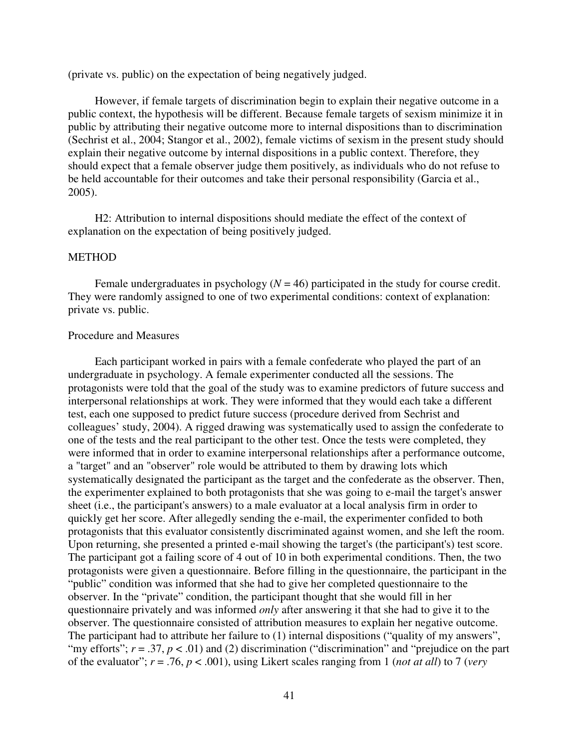(private vs. public) on the expectation of being negatively judged.

However, if female targets of discrimination begin to explain their negative outcome in a public context, the hypothesis will be different. Because female targets of sexism minimize it in public by attributing their negative outcome more to internal dispositions than to discrimination (Sechrist et al., 2004; Stangor et al., 2002), female victims of sexism in the present study should explain their negative outcome by internal dispositions in a public context. Therefore, they should expect that a female observer judge them positively, as individuals who do not refuse to be held accountable for their outcomes and take their personal responsibility (Garcia et al., 2005).

H2: Attribution to internal dispositions should mediate the effect of the context of explanation on the expectation of being positively judged.

## METHOD

Female undergraduates in psychology ($N = 46$) participated in the study for course credit. They were randomly assigned to one of two experimental conditions: context of explanation: private vs. public.

### Procedure and Measures

Each participant worked in pairs with a female confederate who played the part of an undergraduate in psychology. A female experimenter conducted all the sessions. The protagonists were told that the goal of the study was to examine predictors of future success and interpersonal relationships at work. They were informed that they would each take a different test, each one supposed to predict future success (procedure derived from Sechrist and colleagues' study, 2004). A rigged drawing was systematically used to assign the confederate to one of the tests and the real participant to the other test. Once the tests were completed, they were informed that in order to examine interpersonal relationships after a performance outcome, a "target" and an "observer" role would be attributed to them by drawing lots which systematically designated the participant as the target and the confederate as the observer. Then, the experimenter explained to both protagonists that she was going to e-mail the target's answer sheet (i.e., the participant's answers) to a male evaluator at a local analysis firm in order to quickly get her score. After allegedly sending the e-mail, the experimenter confided to both protagonists that this evaluator consistently discriminated against women, and she left the room. Upon returning, she presented a printed e-mail showing the target's (the participant's) test score. The participant got a failing score of 4 out of 10 in both experimental conditions. Then, the two protagonists were given a questionnaire. Before filling in the questionnaire, the participant in the "public" condition was informed that she had to give her completed questionnaire to the observer. In the "private" condition, the participant thought that she would fill in her questionnaire privately and was informed *only* after answering it that she had to give it to the observer. The questionnaire consisted of attribution measures to explain her negative outcome. The participant had to attribute her failure to (1) internal dispositions ("quality of my answers", "my efforts"; $r = .37$, $p < .01$) and (2) discrimination ("discrimination" and "prejudice on the part of the evaluator"; $r = .76$, $p < .001$), using Likert scales ranging from 1 (*not at all*) to 7 (*very*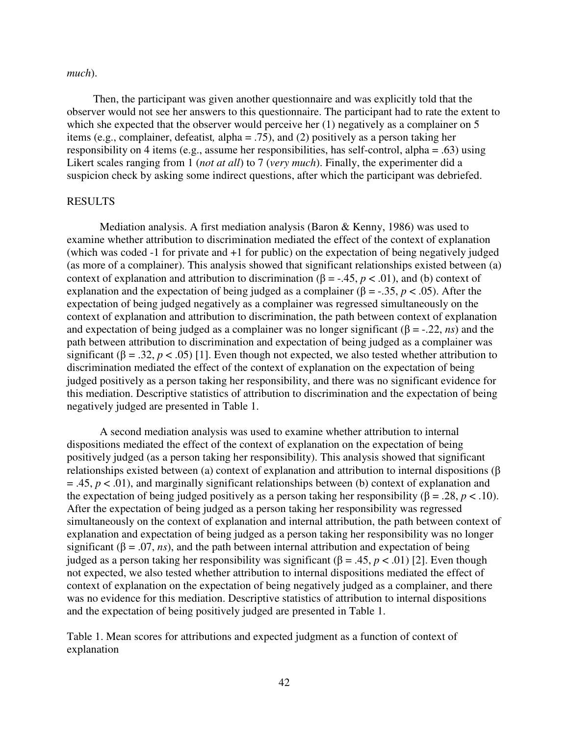*much*).

Then, the participant was given another questionnaire and was explicitly told that the observer would not see her answers to this questionnaire. The participant had to rate the extent to which she expected that the observer would perceive her (1) negatively as a complainer on 5 items (e.g., complainer, defeatist*,* alpha = .75), and (2) positively as a person taking her responsibility on 4 items (e.g., assume her responsibilities, has self-control, alpha = .63) using Likert scales ranging from 1 (*not at all*) to 7 (*very much*). Finally, the experimenter did a suspicion check by asking some indirect questions, after which the participant was debriefed.

## RESULTS

Mediation analysis. A first mediation analysis (Baron & Kenny, 1986) was used to examine whether attribution to discrimination mediated the effect of the context of explanation (which was coded -1 for private and +1 for public) on the expectation of being negatively judged (as more of a complainer). This analysis showed that significant relationships existed between (a) context of explanation and attribution to discrimination ($\beta = -.45$, $p < .01$), and (b) context of explanation and the expectation of being judged as a complainer ($\beta = -.35$, $p < .05$). After the expectation of being judged negatively as a complainer was regressed simultaneously on the context of explanation and attribution to discrimination, the path between context of explanation and expectation of being judged as a complainer was no longer significant ($\beta = -.22$, *ns*) and the path between attribution to discrimination and expectation of being judged as a complainer was significant ($\beta = .32$, $p < .05$) [1]. Even though not expected, we also tested whether attribution to discrimination mediated the effect of the context of explanation on the expectation of being judged positively as a person taking her responsibility, and there was no significant evidence for this mediation. Descriptive statistics of attribution to discrimination and the expectation of being negatively judged are presented in Table 1.

A second mediation analysis was used to examine whether attribution to internal dispositions mediated the effect of the context of explanation on the expectation of being positively judged (as a person taking her responsibility). This analysis showed that significant relationships existed between (a) context of explanation and attribution to internal dispositions ($\beta = .45$, $p < .01$), and marginally significant relationships between (b) context of explanation and the expectation of being judged positively as a person taking her responsibility ($\beta = .28$, $p < .10$). After the expectation of being judged as a person taking her responsibility was regressed simultaneously on the context of explanation and internal attribution, the path between context of explanation and expectation of being judged as a person taking her responsibility was no longer significant ($\beta = .07$, *ns*), and the path between internal attribution and expectation of being judged as a person taking her responsibility was significant ($\beta = .45$, $p < .01$) [2]. Even though not expected, we also tested whether attribution to internal dispositions mediated the effect of context of explanation on the expectation of being negatively judged as a complainer, and there was no evidence for this mediation. Descriptive statistics of attribution to internal dispositions and the expectation of being positively judged are presented in Table 1.

Table 1. Mean scores for attributions and expected judgment as a function of context of explanation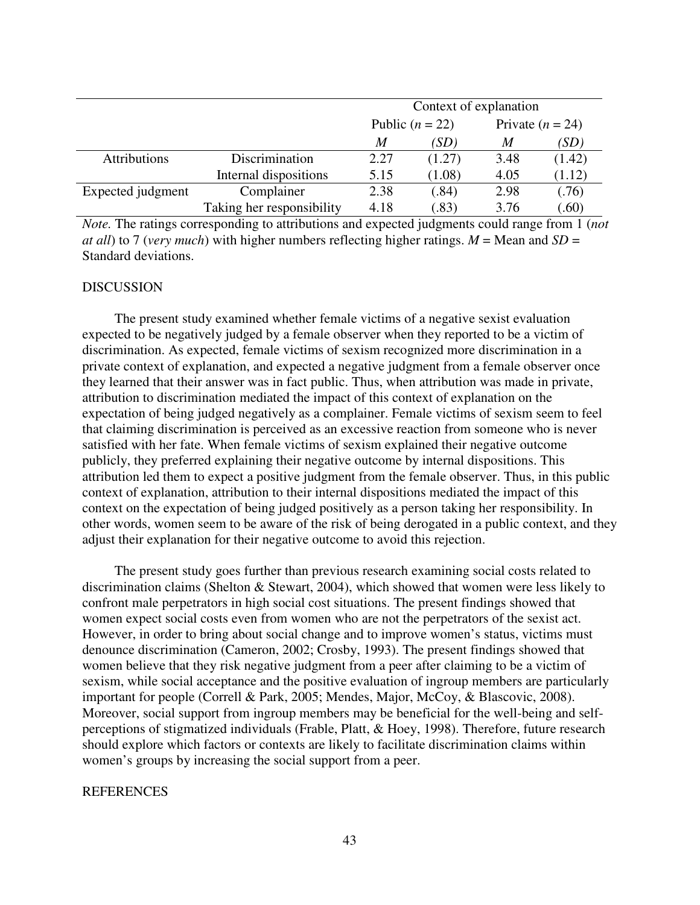| | | Context of explanation | | | |
|---|---|---|---|---|---|
| | | Public ($n$ = 22) | | Private ($n$ = 24) | |
| | | *M* | *(SD)* | *M* | *(SD)* |
| Attributions | Discrimination | 2.27 | (1.27) | 3.48 | (1.42) |
| | Internal dispositions | 5.15 | (1.08) | 4.05 | (1.12) |
| Expected judgment | Complainer | 2.38 | (.84) | 2.98 | (.76) |
| | Taking her responsibility | 4.18 | (.83) | 3.76 | (.60) |

*Note.* The ratings corresponding to attributions and expected judgments could range from 1 (*not at all*) to 7 (*very much*) with higher numbers reflecting higher ratings. *M* = Mean and *SD* = Standard deviations.

## DISCUSSION

The present study examined whether female victims of a negative sexist evaluation expected to be negatively judged by a female observer when they reported to be a victim of discrimination. As expected, female victims of sexism recognized more discrimination in a private context of explanation, and expected a negative judgment from a female observer once they learned that their answer was in fact public. Thus, when attribution was made in private, attribution to discrimination mediated the impact of this context of explanation on the expectation of being judged negatively as a complainer. Female victims of sexism seem to feel that claiming discrimination is perceived as an excessive reaction from someone who is never satisfied with her fate. When female victims of sexism explained their negative outcome publicly, they preferred explaining their negative outcome by internal dispositions. This attribution led them to expect a positive judgment from the female observer. Thus, in this public context of explanation, attribution to their internal dispositions mediated the impact of this context on the expectation of being judged positively as a person taking her responsibility. In other words, women seem to be aware of the risk of being derogated in a public context, and they adjust their explanation for their negative outcome to avoid this rejection.

The present study goes further than previous research examining social costs related to discrimination claims (Shelton & Stewart, 2004), which showed that women were less likely to confront male perpetrators in high social cost situations. The present findings showed that women expect social costs even from women who are not the perpetrators of the sexist act. However, in order to bring about social change and to improve women's status, victims must denounce discrimination (Cameron, 2002; Crosby, 1993). The present findings showed that women believe that they risk negative judgment from a peer after claiming to be a victim of sexism, while social acceptance and the positive evaluation of ingroup members are particularly important for people (Correll & Park, 2005; Mendes, Major, McCoy, & Blascovic, 2008). Moreover, social support from ingroup members may be beneficial for the well-being and self-perceptions of stigmatized individuals (Frable, Platt, & Hoey, 1998). Therefore, future research should explore which factors or contexts are likely to facilitate discrimination claims within women's groups by increasing the social support from a peer.

## REFERENCES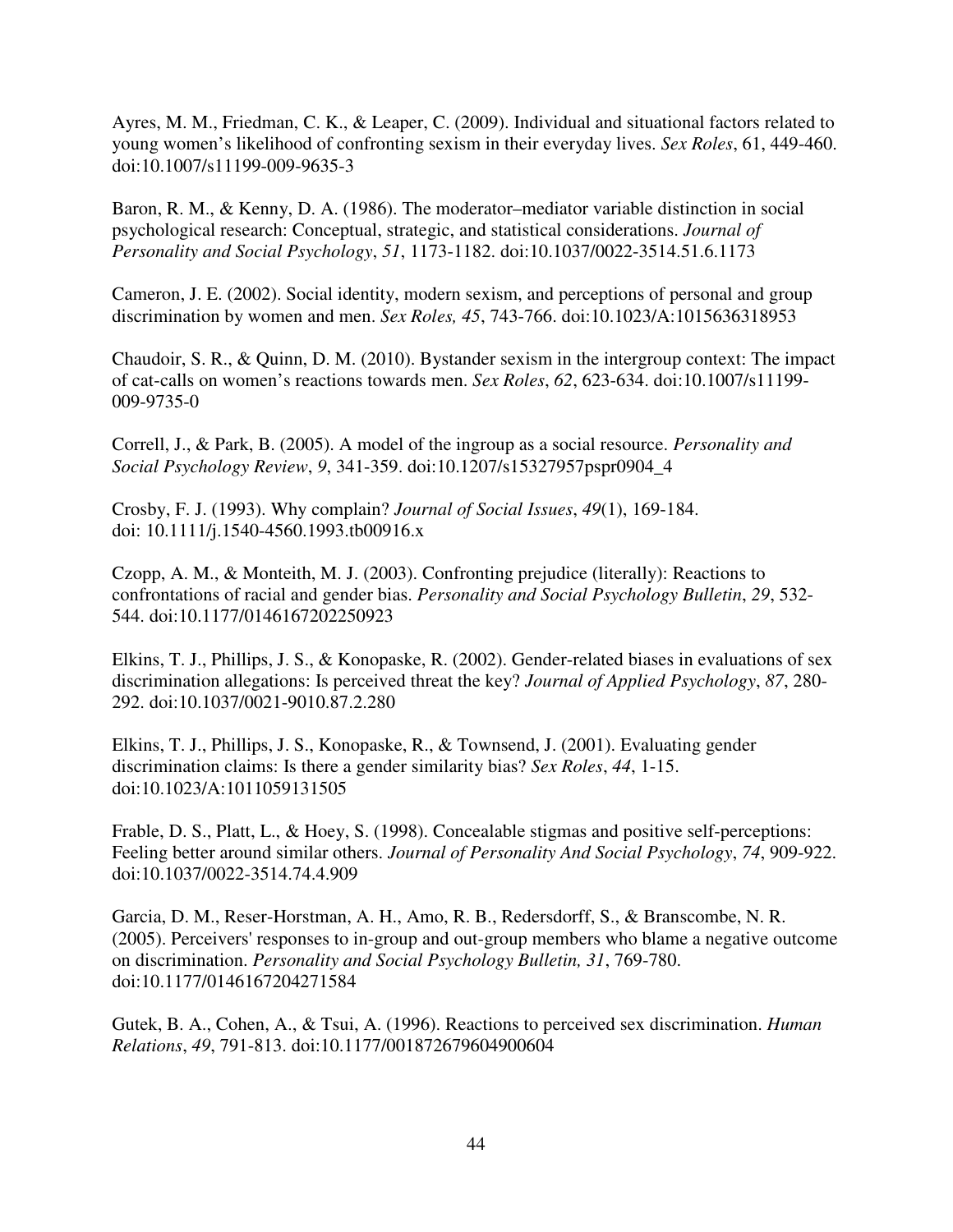Ayres, M. M., Friedman, C. K., & Leaper, C. (2009). Individual and situational factors related to young women's likelihood of confronting sexism in their everyday lives. *Sex Roles*, 61, 449-460. doi:10.1007/s11199-009-9635-3

Baron, R. M., & Kenny, D. A. (1986). The moderator–mediator variable distinction in social psychological research: Conceptual, strategic, and statistical considerations. *Journal of Personality and Social Psychology*, *51*, 1173-1182. doi:10.1037/0022-3514.51.6.1173

Cameron, J. E. (2002). Social identity, modern sexism, and perceptions of personal and group discrimination by women and men. *Sex Roles, 45*, 743-766. doi:10.1023/A:1015636318953

Chaudoir, S. R., & Quinn, D. M. (2010). Bystander sexism in the intergroup context: The impact of cat-calls on women's reactions towards men. *Sex Roles*, *62*, 623-634. doi:10.1007/s11199-009-9735-0

Correll, J., & Park, B. (2005). A model of the ingroup as a social resource. *Personality and Social Psychology Review*, *9*, 341-359. doi:10.1207/s15327957pspr0904_4

Crosby, F. J. (1993). Why complain? *Journal of Social Issues*, *49*(1), 169-184. doi: 10.1111/j.1540-4560.1993.tb00916.x

Czopp, A. M., & Monteith, M. J. (2003). Confronting prejudice (literally): Reactions to confrontations of racial and gender bias. *Personality and Social Psychology Bulletin*, *29*, 532-544. doi:10.1177/0146167202250923

Elkins, T. J., Phillips, J. S., & Konopaske, R. (2002). Gender-related biases in evaluations of sex discrimination allegations: Is perceived threat the key? *Journal of Applied Psychology*, *87*, 280-292. doi:10.1037/0021-9010.87.2.280

Elkins, T. J., Phillips, J. S., Konopaske, R., & Townsend, J. (2001). Evaluating gender discrimination claims: Is there a gender similarity bias? *Sex Roles*, *44*, 1-15. doi:10.1023/A:1011059131505

Frable, D. S., Platt, L., & Hoey, S. (1998). Concealable stigmas and positive self-perceptions: Feeling better around similar others. *Journal of Personality And Social Psychology*, *74*, 909-922. doi:10.1037/0022-3514.74.4.909

Garcia, D. M., Reser-Horstman, A. H., Amo, R. B., Redersdorff, S., & Branscombe, N. R. (2005). Perceivers' responses to in-group and out-group members who blame a negative outcome on discrimination. *Personality and Social Psychology Bulletin, 31*, 769-780. doi:10.1177/0146167204271584

Gutek, B. A., Cohen, A., & Tsui, A. (1996). Reactions to perceived sex discrimination. *Human Relations*, *49*, 791-813. doi:10.1177/001872679604900604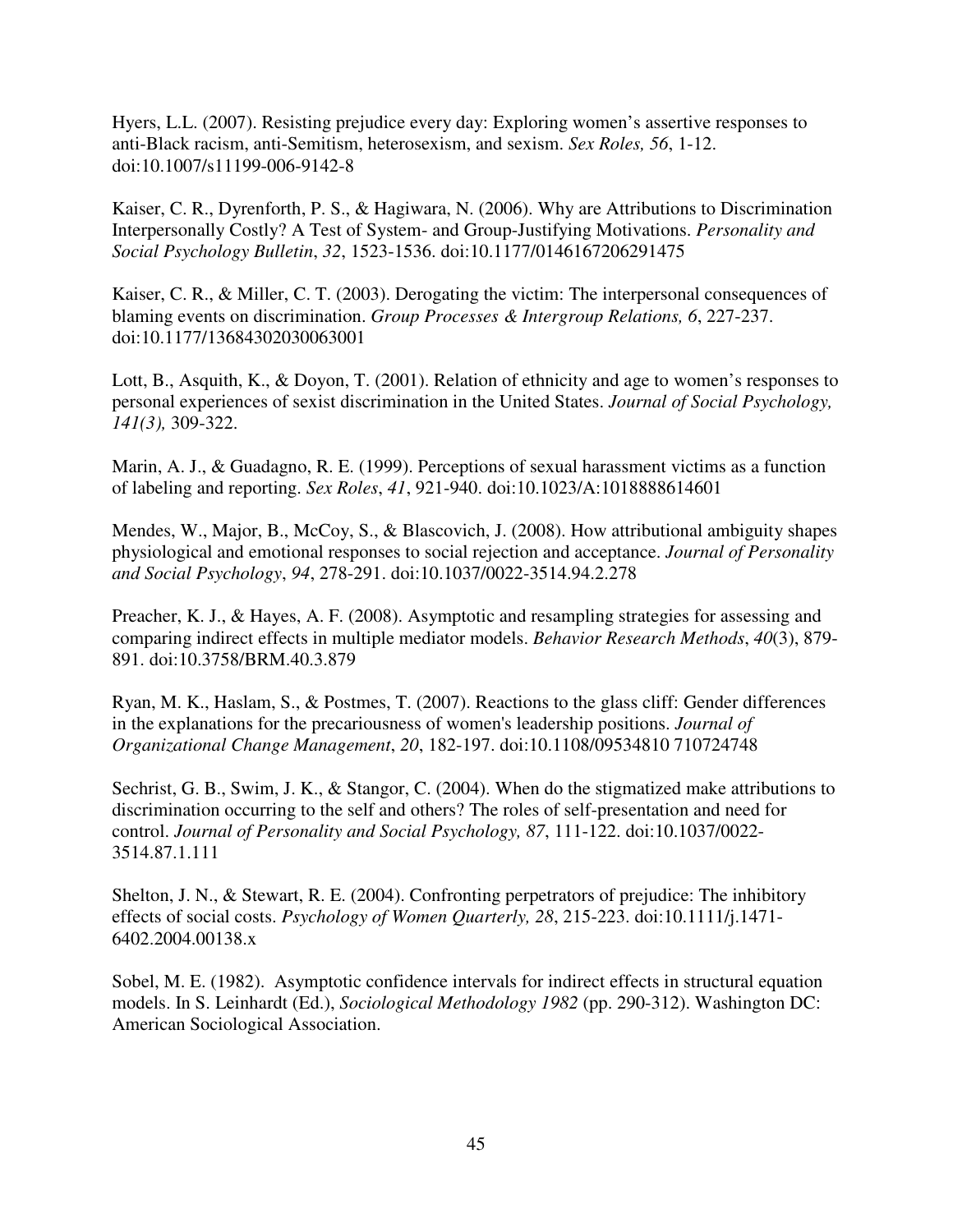Hyers, L.L. (2007). Resisting prejudice every day: Exploring women's assertive responses to anti-Black racism, anti-Semitism, heterosexism, and sexism. *Sex Roles, 56*, 1-12. doi:10.1007/s11199-006-9142-8

Kaiser, C. R., Dyrenforth, P. S., & Hagiwara, N. (2006). Why are Attributions to Discrimination Interpersonally Costly? A Test of System- and Group-Justifying Motivations. *Personality and Social Psychology Bulletin*, *32*, 1523-1536. doi:10.1177/0146167206291475

Kaiser, C. R., & Miller, C. T. (2003). Derogating the victim: The interpersonal consequences of blaming events on discrimination. *Group Processes & Intergroup Relations, 6*, 227-237. doi:10.1177/13684302030063001

Lott, B., Asquith, K., & Doyon, T. (2001). Relation of ethnicity and age to women's responses to personal experiences of sexist discrimination in the United States. *Journal of Social Psychology, 141(3),* 309-322.

Marin, A. J., & Guadagno, R. E. (1999). Perceptions of sexual harassment victims as a function of labeling and reporting. *Sex Roles*, *41*, 921-940. doi:10.1023/A:1018888614601

Mendes, W., Major, B., McCoy, S., & Blascovich, J. (2008). How attributional ambiguity shapes physiological and emotional responses to social rejection and acceptance. *Journal of Personality and Social Psychology*, *94*, 278-291. doi:10.1037/0022-3514.94.2.278

Preacher, K. J., & Hayes, A. F. (2008). Asymptotic and resampling strategies for assessing and comparing indirect effects in multiple mediator models. *Behavior Research Methods*, *40*(3), 879-891. doi:10.3758/BRM.40.3.879

Ryan, M. K., Haslam, S., & Postmes, T. (2007). Reactions to the glass cliff: Gender differences in the explanations for the precariousness of women's leadership positions. *Journal of Organizational Change Management*, *20*, 182-197. doi:10.1108/09534810 710724748

Sechrist, G. B., Swim, J. K., & Stangor, C. (2004). When do the stigmatized make attributions to discrimination occurring to the self and others? The roles of self-presentation and need for control. *Journal of Personality and Social Psychology, 87*, 111-122. doi:10.1037/0022-3514.87.1.111

Shelton, J. N., & Stewart, R. E. (2004). Confronting perpetrators of prejudice: The inhibitory effects of social costs. *Psychology of Women Quarterly, 28*, 215-223. doi:10.1111/j.1471-6402.2004.00138.x

Sobel, M. E. (1982). Asymptotic confidence intervals for indirect effects in structural equation models. In S. Leinhardt (Ed.), *Sociological Methodology 1982* (pp. 290-312). Washington DC: American Sociological Association.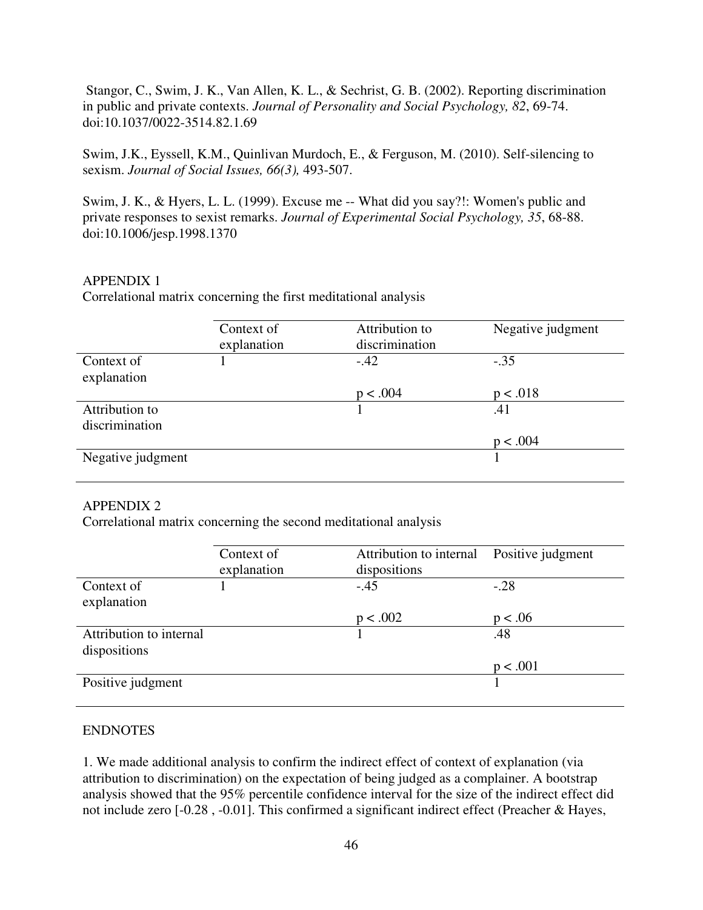Stangor, C., Swim, J. K., Van Allen, K. L., & Sechrist, G. B. (2002). Reporting discrimination in public and private contexts. *Journal of Personality and Social Psychology, 82*, 69-74. doi:10.1037/0022-3514.82.1.69

Swim, J.K., Eyssell, K.M., Quinlivan Murdoch, E., & Ferguson, M. (2010). Self-silencing to sexism. *Journal of Social Issues, 66(3),* 493-507.

Swim, J. K., & Hyers, L. L. (1999). Excuse me -- What did you say?!: Women's public and private responses to sexist remarks. *Journal of Experimental Social Psychology, 35*, 68-88. doi:10.1006/jesp.1998.1370

APPENDIX 1

Correlational matrix concerning the first meditational analysis

| | Context of explanation | Attribution to discrimination | Negative judgment |
|---|---|---|---|
| Context of explanation | 1 | -.42<br>$p < .004$ | -.35<br>$p < .018$ |
| Attribution to discrimination | | 1 | .41<br>$p < .004$ |
| Negative judgment | | | 1 |

APPENDIX 2

Correlational matrix concerning the second meditational analysis

| | Context of explanation | Attribution to internal dispositions | Positive judgment |
|---|---|---|---|
| Context of explanation | 1 | -.45<br>$p < .002$ | -.28<br>$p < .06$ |
| Attribution to internal dispositions | | 1 | .48<br>$p < .001$ |
| Positive judgment | | | 1 |

ENDNOTES

1. We made additional analysis to confirm the indirect effect of context of explanation (via attribution to discrimination) on the expectation of being judged as a complainer. A bootstrap analysis showed that the 95% percentile confidence interval for the size of the indirect effect did not include zero [-0.28 , -0.01]. This confirmed a significant indirect effect (Preacher & Hayes,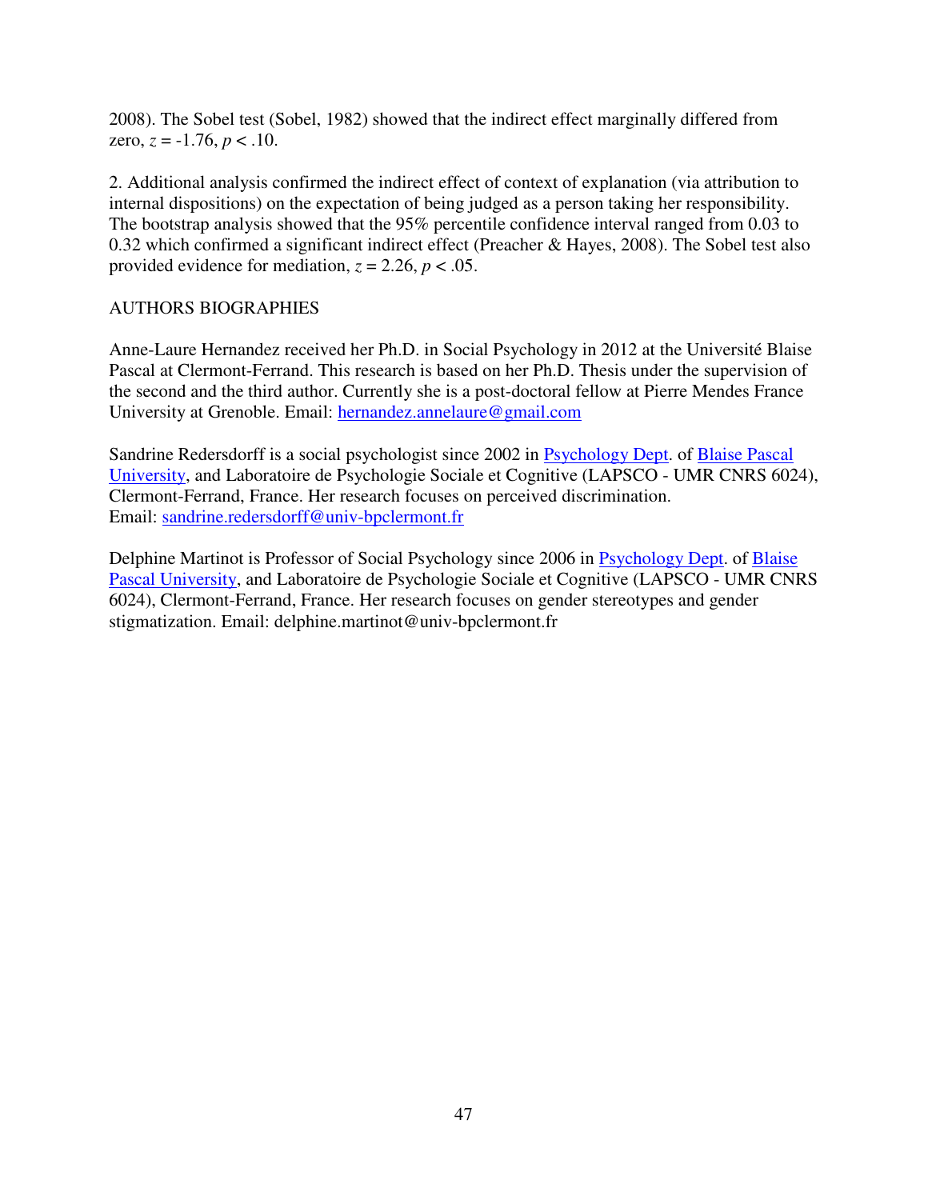2008). The Sobel test (Sobel, 1982) showed that the indirect effect marginally differed from zero, $z = -1.76$, $p < .10$.

2. Additional analysis confirmed the indirect effect of context of explanation (via attribution to internal dispositions) on the expectation of being judged as a person taking her responsibility. The bootstrap analysis showed that the 95% percentile confidence interval ranged from 0.03 to 0.32 which confirmed a significant indirect effect (Preacher & Hayes, 2008). The Sobel test also provided evidence for mediation, $z = 2.26$, $p < .05$.

AUTHORS BIOGRAPHIES

Anne-Laure Hernandez received her Ph.D. in Social Psychology in 2012 at the Université Blaise Pascal at Clermont-Ferrand. This research is based on her Ph.D. Thesis under the supervision of the second and the third author. Currently she is a post-doctoral fellow at Pierre Mendes France University at Grenoble. Email: hernandez.annelaure@gmail.com

Sandrine Redersdorff is a social psychologist since 2002 in Psychology Dept. of Blaise Pascal University, and Laboratoire de Psychologie Sociale et Cognitive (LAPSCO - UMR CNRS 6024), Clermont-Ferrand, France. Her research focuses on perceived discrimination.
Email: sandrine.redersdorff@univ-bpclermont.fr

Delphine Martinot is Professor of Social Psychology since 2006 in Psychology Dept. of Blaise Pascal University, and Laboratoire de Psychologie Sociale et Cognitive (LAPSCO - UMR CNRS 6024), Clermont-Ferrand, France. Her research focuses on gender stereotypes and gender stigmatization. Email: delphine.martinot@univ-bpclermont.fr